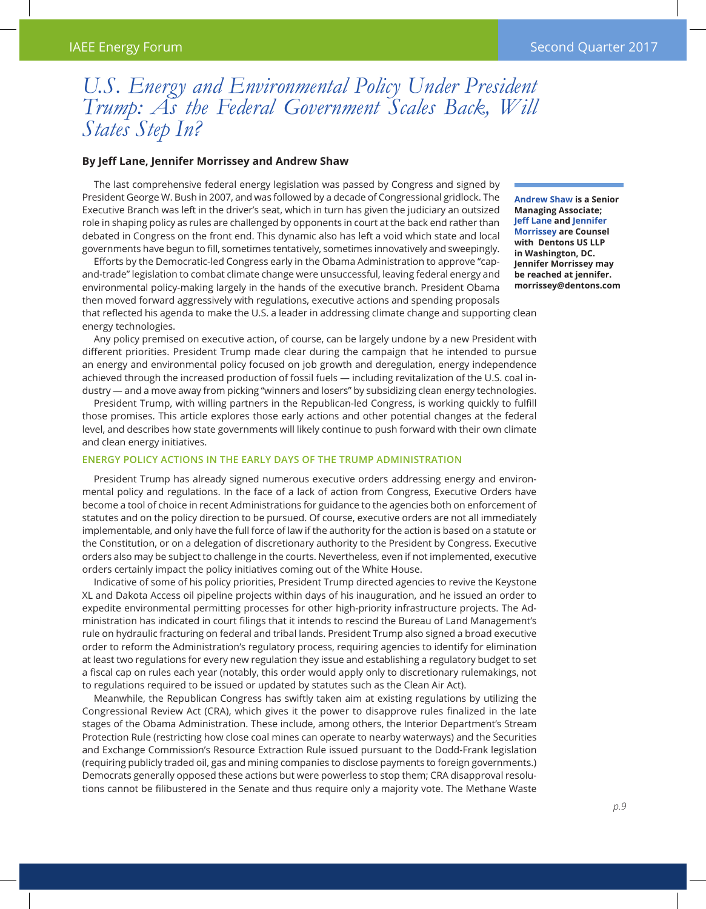# U.S. Energy and Environmental Policy Under President Trump: As the Federal Government Scales Back, Will States Step In?

**By Jeff Lane, Jennifer Morrissey and Andrew Shaw**

**Andrew Shaw is a Senior Managing Associate; Jeff Lane and Jennifer Morrissey are Counsel with Dentons US LLP in Washington, DC. Jennifer Morrissey may be reached at jennifer.morrissey@dentons.com**

The last comprehensive federal energy legislation was passed by Congress and signed by President George W. Bush in 2007, and was followed by a decade of Congressional gridlock. The Executive Branch was left in the driver's seat, which in turn has given the judiciary an outsized role in shaping policy as rules are challenged by opponents in court at the back end rather than debated in Congress on the front end. This dynamic also has left a void which state and local governments have begun to fill, sometimes tentatively, sometimes innovatively and sweepingly.

Efforts by the Democratic-led Congress early in the Obama Administration to approve "cap-and-trade" legislation to combat climate change were unsuccessful, leaving federal energy and environmental policy-making largely in the hands of the executive branch. President Obama then moved forward aggressively with regulations, executive actions and spending proposals that reflected his agenda to make the U.S. a leader in addressing climate change and supporting clean energy technologies.

Any policy premised on executive action, of course, can be largely undone by a new President with different priorities. President Trump made clear during the campaign that he intended to pursue an energy and environmental policy focused on job growth and deregulation, energy independence achieved through the increased production of fossil fuels — including revitalization of the U.S. coal industry — and a move away from picking "winners and losers" by subsidizing clean energy technologies.

President Trump, with willing partners in the Republican-led Congress, is working quickly to fulfill those promises. This article explores those early actions and other potential changes at the federal level, and describes how state governments will likely continue to push forward with their own climate and clean energy initiatives.

## ENERGY POLICY ACTIONS IN THE EARLY DAYS OF THE TRUMP ADMINISTRATION

President Trump has already signed numerous executive orders addressing energy and environmental policy and regulations. In the face of a lack of action from Congress, Executive Orders have become a tool of choice in recent Administrations for guidance to the agencies both on enforcement of statutes and on the policy direction to be pursued. Of course, executive orders are not all immediately implementable, and only have the full force of law if the authority for the action is based on a statute or the Constitution, or on a delegation of discretionary authority to the President by Congress. Executive orders also may be subject to challenge in the courts. Nevertheless, even if not implemented, executive orders certainly impact the policy initiatives coming out of the White House.

Indicative of some of his policy priorities, President Trump directed agencies to revive the Keystone XL and Dakota Access oil pipeline projects within days of his inauguration, and he issued an order to expedite environmental permitting processes for other high-priority infrastructure projects. The Administration has indicated in court filings that it intends to rescind the Bureau of Land Management's rule on hydraulic fracturing on federal and tribal lands. President Trump also signed a broad executive order to reform the Administration's regulatory process, requiring agencies to identify for elimination at least two regulations for every new regulation they issue and establishing a regulatory budget to set a fiscal cap on rules each year (notably, this order would apply only to discretionary rulemakings, not to regulations required to be issued or updated by statutes such as the Clean Air Act).

Meanwhile, the Republican Congress has swiftly taken aim at existing regulations by utilizing the Congressional Review Act (CRA), which gives it the power to disapprove rules finalized in the late stages of the Obama Administration. These include, among others, the Interior Department's Stream Protection Rule (restricting how close coal mines can operate to nearby waterways) and the Securities and Exchange Commission's Resource Extraction Rule issued pursuant to the Dodd-Frank legislation (requiring publicly traded oil, gas and mining companies to disclose payments to foreign governments.) Democrats generally opposed these actions but were powerless to stop them; CRA disapproval resolutions cannot be filibustered in the Senate and thus require only a majority vote. The Methane Waste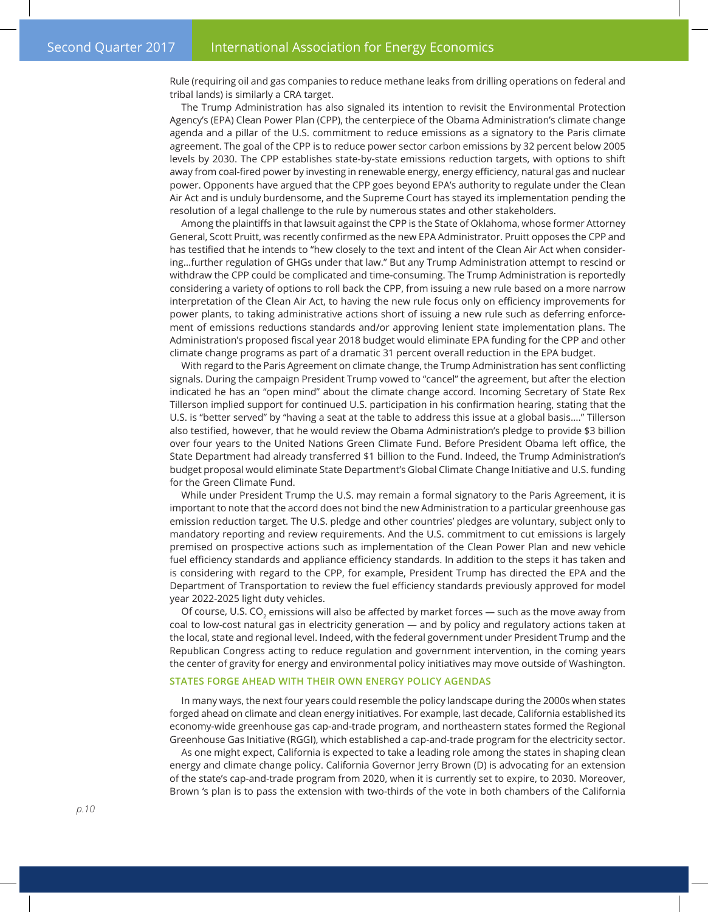Rule (requiring oil and gas companies to reduce methane leaks from drilling operations on federal and tribal lands) is similarly a CRA target.

The Trump Administration has also signaled its intention to revisit the Environmental Protection Agency's (EPA) Clean Power Plan (CPP), the centerpiece of the Obama Administration's climate change agenda and a pillar of the U.S. commitment to reduce emissions as a signatory to the Paris climate agreement. The goal of the CPP is to reduce power sector carbon emissions by 32 percent below 2005 levels by 2030. The CPP establishes state-by-state emissions reduction targets, with options to shift away from coal-fired power by investing in renewable energy, energy efficiency, natural gas and nuclear power. Opponents have argued that the CPP goes beyond EPA's authority to regulate under the Clean Air Act and is unduly burdensome, and the Supreme Court has stayed its implementation pending the resolution of a legal challenge to the rule by numerous states and other stakeholders.

Among the plaintiffs in that lawsuit against the CPP is the State of Oklahoma, whose former Attorney General, Scott Pruitt, was recently confirmed as the new EPA Administrator. Pruitt opposes the CPP and has testified that he intends to "hew closely to the text and intent of the Clean Air Act when considering...further regulation of GHGs under that law." But any Trump Administration attempt to rescind or withdraw the CPP could be complicated and time-consuming. The Trump Administration is reportedly considering a variety of options to roll back the CPP, from issuing a new rule based on a more narrow interpretation of the Clean Air Act, to having the new rule focus only on efficiency improvements for power plants, to taking administrative actions short of issuing a new rule such as deferring enforcement of emissions reductions standards and/or approving lenient state implementation plans. The Administration's proposed fiscal year 2018 budget would eliminate EPA funding for the CPP and other climate change programs as part of a dramatic 31 percent overall reduction in the EPA budget.

With regard to the Paris Agreement on climate change, the Trump Administration has sent conflicting signals. During the campaign President Trump vowed to "cancel" the agreement, but after the election indicated he has an "open mind" about the climate change accord. Incoming Secretary of State Rex Tillerson implied support for continued U.S. participation in his confirmation hearing, stating that the U.S. is "better served" by "having a seat at the table to address this issue at a global basis…." Tillerson also testified, however, that he would review the Obama Administration's pledge to provide $3 billion over four years to the United Nations Green Climate Fund. Before President Obama left office, the State Department had already transferred $1 billion to the Fund. Indeed, the Trump Administration's budget proposal would eliminate State Department's Global Climate Change Initiative and U.S. funding for the Green Climate Fund.

While under President Trump the U.S. may remain a formal signatory to the Paris Agreement, it is important to note that the accord does not bind the new Administration to a particular greenhouse gas emission reduction target. The U.S. pledge and other countries' pledges are voluntary, subject only to mandatory reporting and review requirements. And the U.S. commitment to cut emissions is largely premised on prospective actions such as implementation of the Clean Power Plan and new vehicle fuel efficiency standards and appliance efficiency standards. In addition to the steps it has taken and is considering with regard to the CPP, for example, President Trump has directed the EPA and the Department of Transportation to review the fuel efficiency standards previously approved for model year 2022-2025 light duty vehicles.

Of course, U.S. $CO_2$ emissions will also be affected by market forces — such as the move away from coal to low-cost natural gas in electricity generation — and by policy and regulatory actions taken at the local, state and regional level. Indeed, with the federal government under President Trump and the Republican Congress acting to reduce regulation and government intervention, in the coming years the center of gravity for energy and environmental policy initiatives may move outside of Washington.

### STATES FORGE AHEAD WITH THEIR OWN ENERGY POLICY AGENDAS

In many ways, the next four years could resemble the policy landscape during the 2000s when states forged ahead on climate and clean energy initiatives. For example, last decade, California established its economy-wide greenhouse gas cap-and-trade program, and northeastern states formed the Regional Greenhouse Gas Initiative (RGGI), which established a cap-and-trade program for the electricity sector.

As one might expect, California is expected to take a leading role among the states in shaping clean energy and climate change policy. California Governor Jerry Brown (D) is advocating for an extension of the state's cap-and-trade program from 2020, when it is currently set to expire, to 2030. Moreover, Brown 's plan is to pass the extension with two-thirds of the vote in both chambers of the California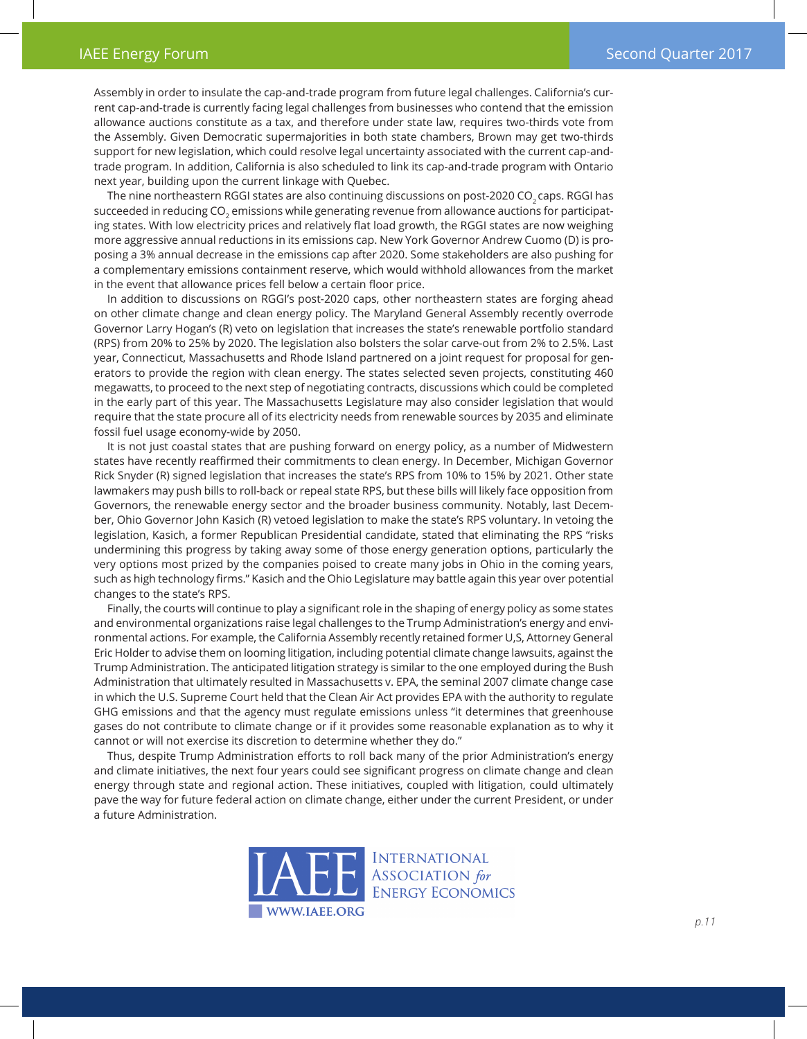Assembly in order to insulate the cap-and-trade program from future legal challenges. California's current cap-and-trade is currently facing legal challenges from businesses who contend that the emission allowance auctions constitute as a tax, and therefore under state law, requires two-thirds vote from the Assembly. Given Democratic supermajorities in both state chambers, Brown may get two-thirds support for new legislation, which could resolve legal uncertainty associated with the current cap-and-trade program. In addition, California is also scheduled to link its cap-and-trade program with Ontario next year, building upon the current linkage with Quebec.

The nine northeastern RGGI states are also continuing discussions on post-2020 $CO_2$ caps. RGGI has succeeded in reducing $CO_2$ emissions while generating revenue from allowance auctions for participating states. With low electricity prices and relatively flat load growth, the RGGI states are now weighing more aggressive annual reductions in its emissions cap. New York Governor Andrew Cuomo (D) is proposing a 3% annual decrease in the emissions cap after 2020. Some stakeholders are also pushing for a complementary emissions containment reserve, which would withhold allowances from the market in the event that allowance prices fell below a certain floor price.

In addition to discussions on RGGI's post-2020 caps, other northeastern states are forging ahead on other climate change and clean energy policy. The Maryland General Assembly recently overrode Governor Larry Hogan's (R) veto on legislation that increases the state's renewable portfolio standard (RPS) from 20% to 25% by 2020. The legislation also bolsters the solar carve-out from 2% to 2.5%. Last year, Connecticut, Massachusetts and Rhode Island partnered on a joint request for proposal for generators to provide the region with clean energy. The states selected seven projects, constituting 460 megawatts, to proceed to the next step of negotiating contracts, discussions which could be completed in the early part of this year. The Massachusetts Legislature may also consider legislation that would require that the state procure all of its electricity needs from renewable sources by 2035 and eliminate fossil fuel usage economy-wide by 2050.

It is not just coastal states that are pushing forward on energy policy, as a number of Midwestern states have recently reaffirmed their commitments to clean energy. In December, Michigan Governor Rick Snyder (R) signed legislation that increases the state's RPS from 10% to 15% by 2021. Other state lawmakers may push bills to roll-back or repeal state RPS, but these bills will likely face opposition from Governors, the renewable energy sector and the broader business community. Notably, last December, Ohio Governor John Kasich (R) vetoed legislation to make the state's RPS voluntary. In vetoing the legislation, Kasich, a former Republican Presidential candidate, stated that eliminating the RPS "risks undermining this progress by taking away some of those energy generation options, particularly the very options most prized by the companies poised to create many jobs in Ohio in the coming years, such as high technology firms." Kasich and the Ohio Legislature may battle again this year over potential changes to the state's RPS.

Finally, the courts will continue to play a significant role in the shaping of energy policy as some states and environmental organizations raise legal challenges to the Trump Administration's energy and environmental actions. For example, the California Assembly recently retained former U,S, Attorney General Eric Holder to advise them on looming litigation, including potential climate change lawsuits, against the Trump Administration. The anticipated litigation strategy is similar to the one employed during the Bush Administration that ultimately resulted in Massachusetts v. EPA, the seminal 2007 climate change case in which the U.S. Supreme Court held that the Clean Air Act provides EPA with the authority to regulate GHG emissions and that the agency must regulate emissions unless "it determines that greenhouse gases do not contribute to climate change or if it provides some reasonable explanation as to why it cannot or will not exercise its discretion to determine whether they do."

Thus, despite Trump Administration efforts to roll back many of the prior Administration's energy and climate initiatives, the next four years could see significant progress on climate change and clean energy through state and regional action. These initiatives, coupled with litigation, could ultimately pave the way for future federal action on climate change, either under the current President, or under a future Administration.

IAEE International Association *for* Energy Economics
www.iaee.org